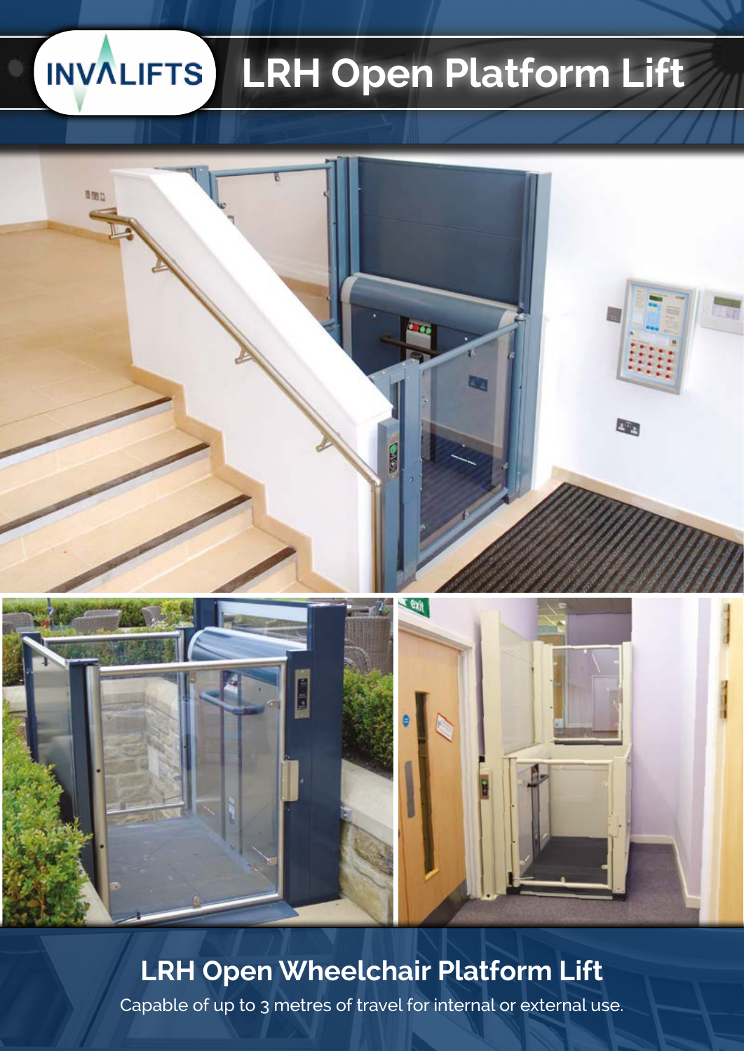INVALIFTS

# LRH Open Platform Lift

## LRH Open Wheelchair Platform Lift

Capable of up to 3 metres of travel for internal or external use.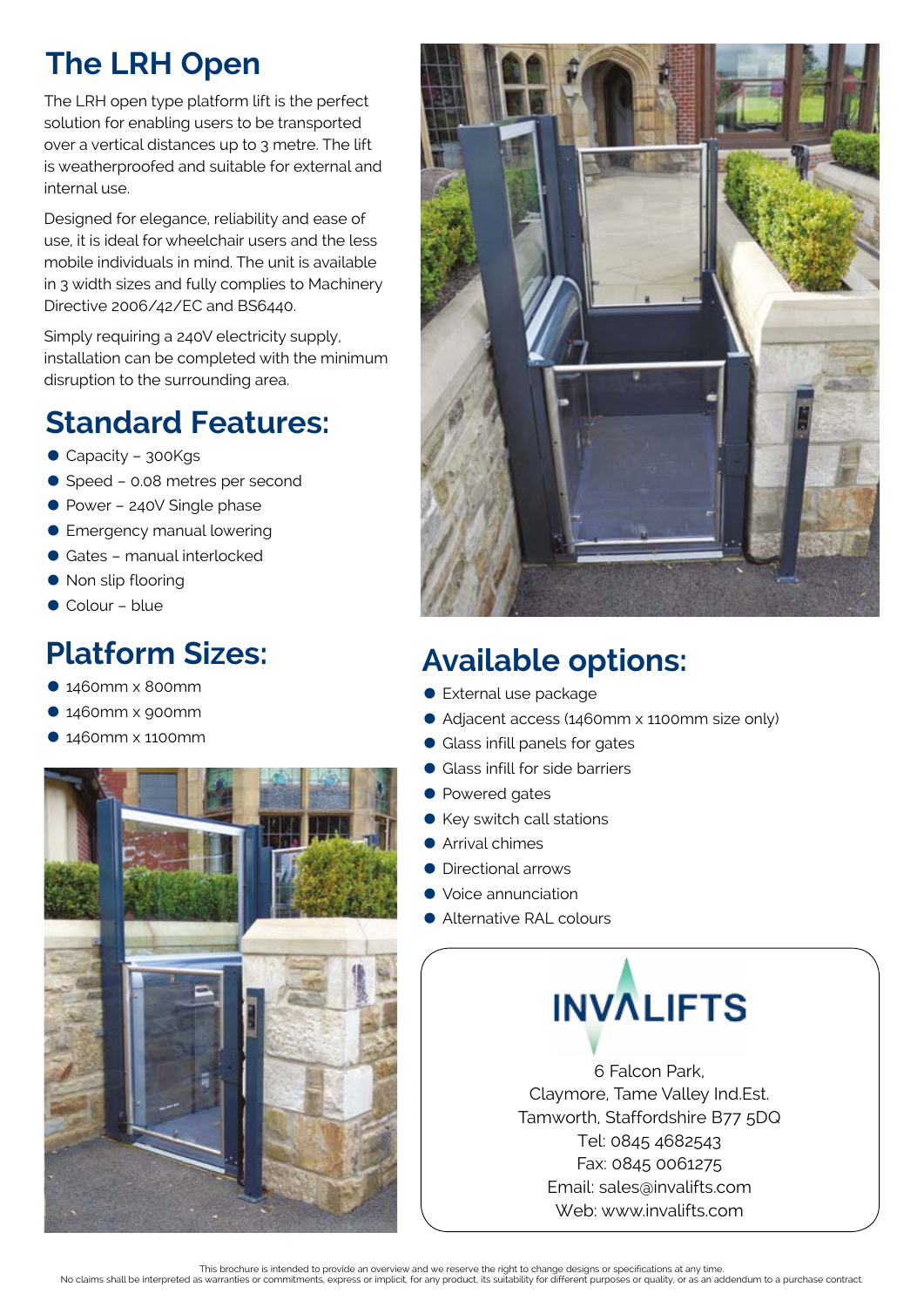# The LRH Open

The LRH open type platform lift is the perfect solution for enabling users to be transported over a vertical distances up to 3 metre. The lift is weatherproofed and suitable for external and internal use.

Designed for elegance, reliability and ease of use, it is ideal for wheelchair users and the less mobile individuals in mind. The unit is available in 3 width sizes and fully complies to Machinery Directive 2006/42/EC and BS6440.

Simply requiring a 240V electricity supply, installation can be completed with the minimum disruption to the surrounding area.

## Standard Features:

- Capacity – 300Kgs
- Speed – 0.08 metres per second
- Power – 240V Single phase
- Emergency manual lowering
- Gates – manual interlocked
- Non slip flooring
- Colour – blue

## Platform Sizes:

- 1460mm x 800mm
- 1460mm x 900mm
- 1460mm x 1100mm

## Available options:

- External use package
- Adjacent access (1460mm x 1100mm size only)
- Glass infill panels for gates
- Glass infill for side barriers
- Powered gates
- Key switch call stations
- Arrival chimes
- Directional arrows
- Voice annunciation
- Alternative RAL colours

INVALIFTS

6 Falcon Park,
Claymore, Tame Valley Ind.Est.
Tamworth, Staffordshire B77 5DQ
Tel: 0845 4682543
Fax: 0845 0061275
Email: sales@invalifts.com
Web: www.invalifts.com

This brochure is intended to provide an overview and we reserve the right to change designs or specifications at any time.
No claims shall be interpreted as warranties or commitments, express or implicit, for any product, its suitability for different purposes or quality, or as an addendum to a purchase contract.